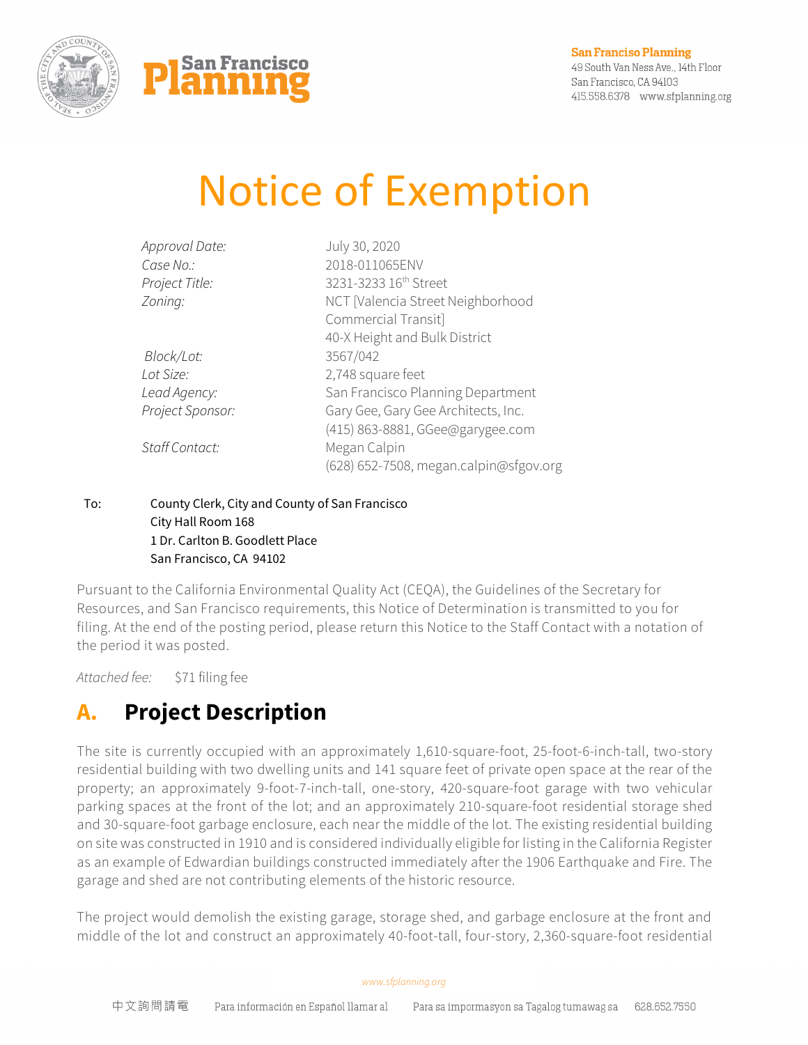San Francisco Planning

**San Francisco Planning**
49 South Van Ness Ave., 14th Floor
San Francisco, CA 94103
415.558.6378 www.sfplanning.org

# Notice of Exemption

| | |
|---|---|
| *Approval Date:* | July 30, 2020 |
| *Case No.:* | 2018-011065ENV |
| *Project Title:* | 3231-3233 16th Street |
| *Zoning:* | NCT [Valencia Street Neighborhood Commercial Transit] 40-X Height and Bulk District |
| *Block/Lot:* | 3567/042 |
| *Lot Size:* | 2,748 square feet |
| *Lead Agency:* | San Francisco Planning Department |
| *Project Sponsor:* | Gary Gee, Gary Gee Architects, Inc. (415) 863-8881, GGee@garygee.com |
| *Staff Contact:* | Megan Calpin (628) 652-7508, megan.calpin@sfgov.org |

To: County Clerk, City and County of San Francisco
City Hall Room 168
1 Dr. Carlton B. Goodlett Place
San Francisco, CA 94102

Pursuant to the California Environmental Quality Act (CEQA), the Guidelines of the Secretary for Resources, and San Francisco requirements, this Notice of Determination is transmitted to you for filing. At the end of the posting period, please return this Notice to the Staff Contact with a notation of the period it was posted.

*Attached fee:* $71 filing fee

## A. Project Description

The site is currently occupied with an approximately 1,610-square-foot, 25-foot-6-inch-tall, two-story residential building with two dwelling units and 141 square feet of private open space at the rear of the property; an approximately 9-foot-7-inch-tall, one-story, 420-square-foot garage with two vehicular parking spaces at the front of the lot; and an approximately 210-square-foot residential storage shed and 30-square-foot garbage enclosure, each near the middle of the lot. The existing residential building on site was constructed in 1910 and is considered individually eligible for listing in the California Register as an example of Edwardian buildings constructed immediately after the 1906 Earthquake and Fire. The garage and shed are not contributing elements of the historic resource.

The project would demolish the existing garage, storage shed, and garbage enclosure at the front and middle of the lot and construct an approximately 40-foot-tall, four-story, 2,360-square-foot residential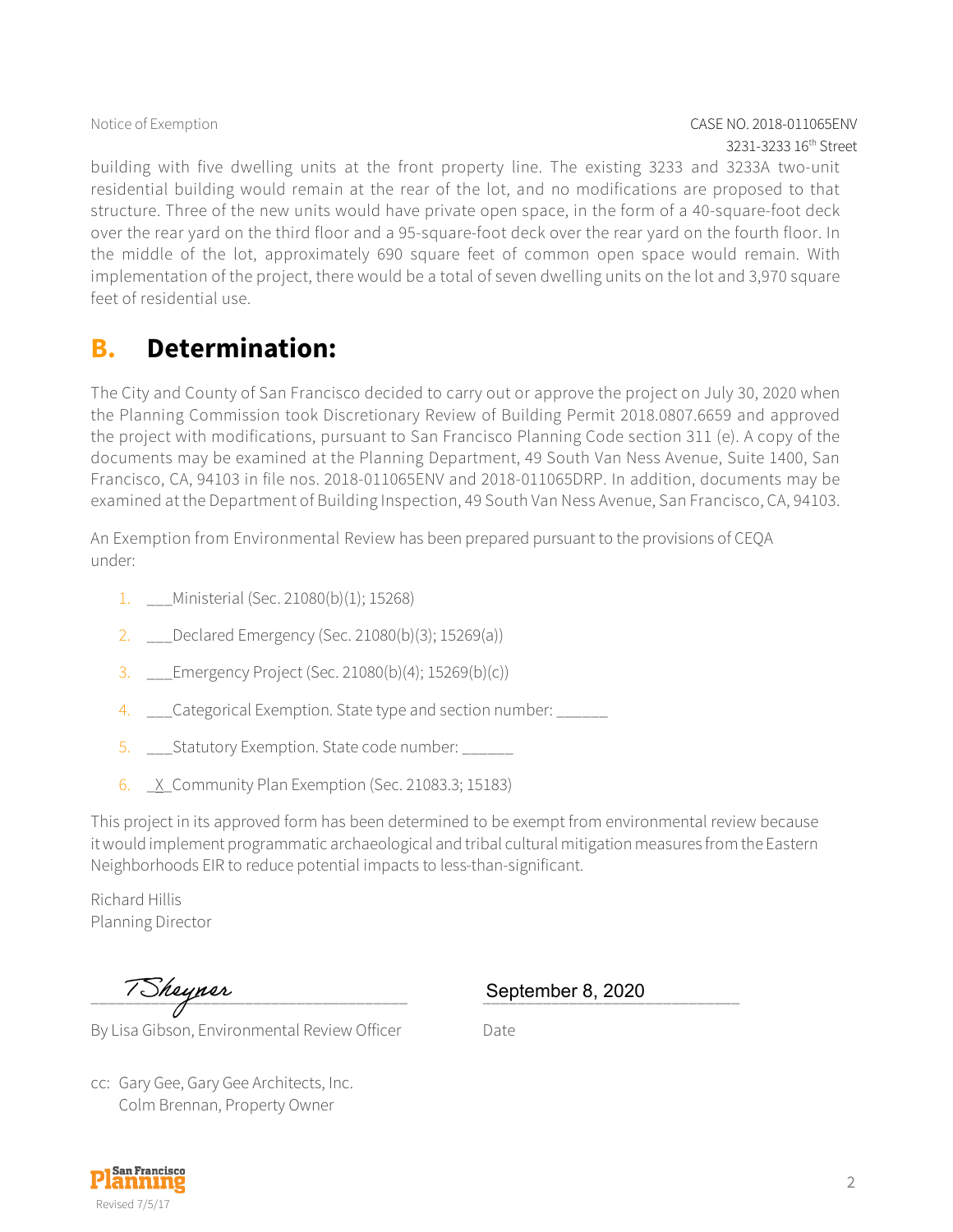building with five dwelling units at the front property line. The existing 3233 and 3233A two-unit residential building would remain at the rear of the lot, and no modifications are proposed to that structure. Three of the new units would have private open space, in the form of a 40-square-foot deck over the rear yard on the third floor and a 95-square-foot deck over the rear yard on the fourth floor. In the middle of the lot, approximately 690 square feet of common open space would remain. With implementation of the project, there would be a total of seven dwelling units on the lot and 3,970 square feet of residential use.

## B. Determination:

The City and County of San Francisco decided to carry out or approve the project on July 30, 2020 when the Planning Commission took Discretionary Review of Building Permit 2018.0807.6659 and approved the project with modifications, pursuant to San Francisco Planning Code section 311 (e). A copy of the documents may be examined at the Planning Department, 49 South Van Ness Avenue, Suite 1400, San Francisco, CA, 94103 in file nos. 2018-011065ENV and 2018-011065DRP. In addition, documents may be examined at the Department of Building Inspection, 49 South Van Ness Avenue, San Francisco, CA, 94103.

An Exemption from Environmental Review has been prepared pursuant to the provisions of CEQA under:

1. ___Ministerial (Sec. 21080(b)(1); 15268)
2. ___Declared Emergency (Sec. 21080(b)(3); 15269(a))
3. ___Emergency Project (Sec. 21080(b)(4); 15269(b)(c))
4. ___Categorical Exemption. State type and section number: ______
5. ___Statutory Exemption. State code number: ______
6. _X_Community Plan Exemption (Sec. 21083.3; 15183)

This project in its approved form has been determined to be exempt from environmental review because it would implement programmatic archaeological and tribal cultural mitigation measures from the Eastern Neighborhoods EIR to reduce potential impacts to less-than-significant.

Richard Hillis
Planning Director

TSheyner  September 8, 2020

By Lisa Gibson, Environmental Review Officer  Date

cc: Gary Gee, Gary Gee Architects, Inc.
Colm Brennan, Property Owner